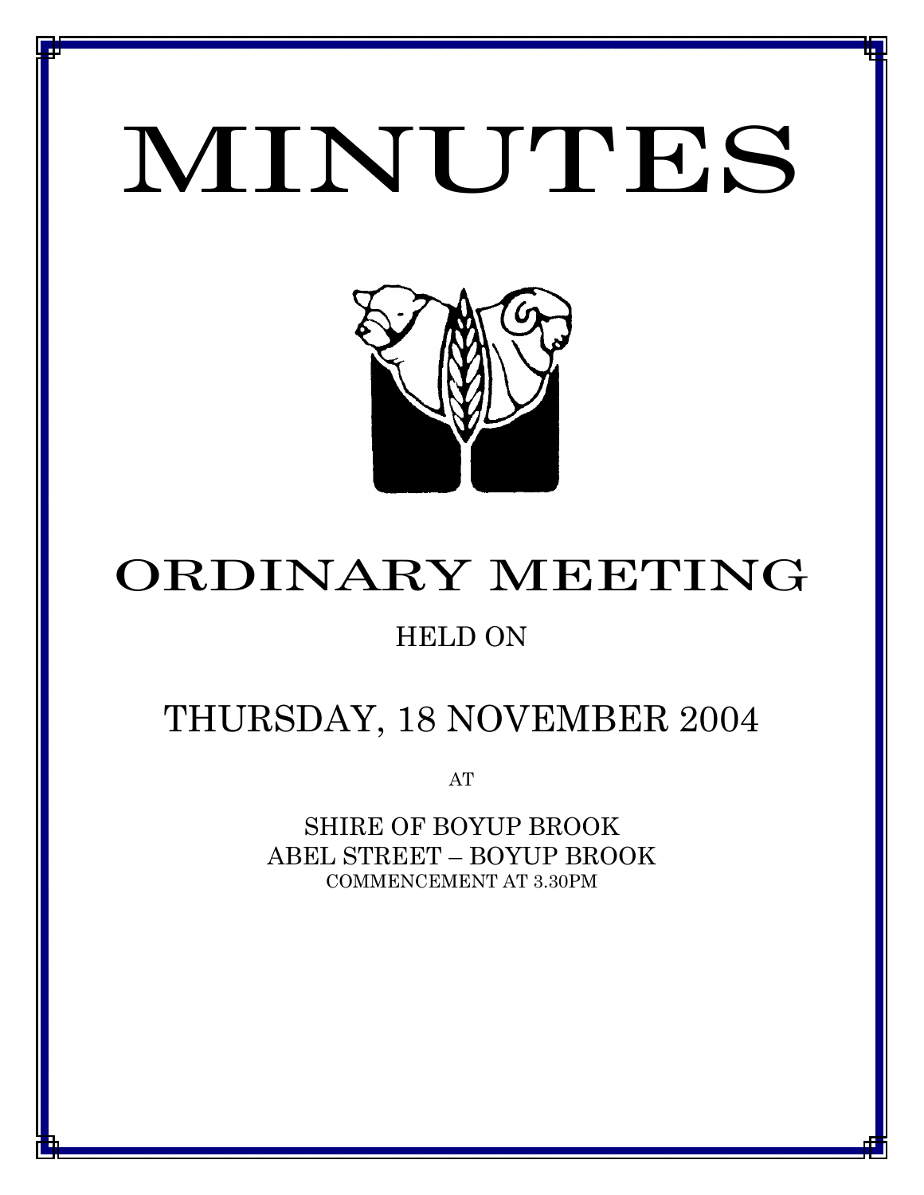# MINUTES

# ORDINARY MEETING

HELD ON

## THURSDAY, 18 NOVEMBER 2004

AT

SHIRE OF BOYUP BROOK
ABEL STREET – BOYUP BROOK
COMMENCEMENT AT 3.30PM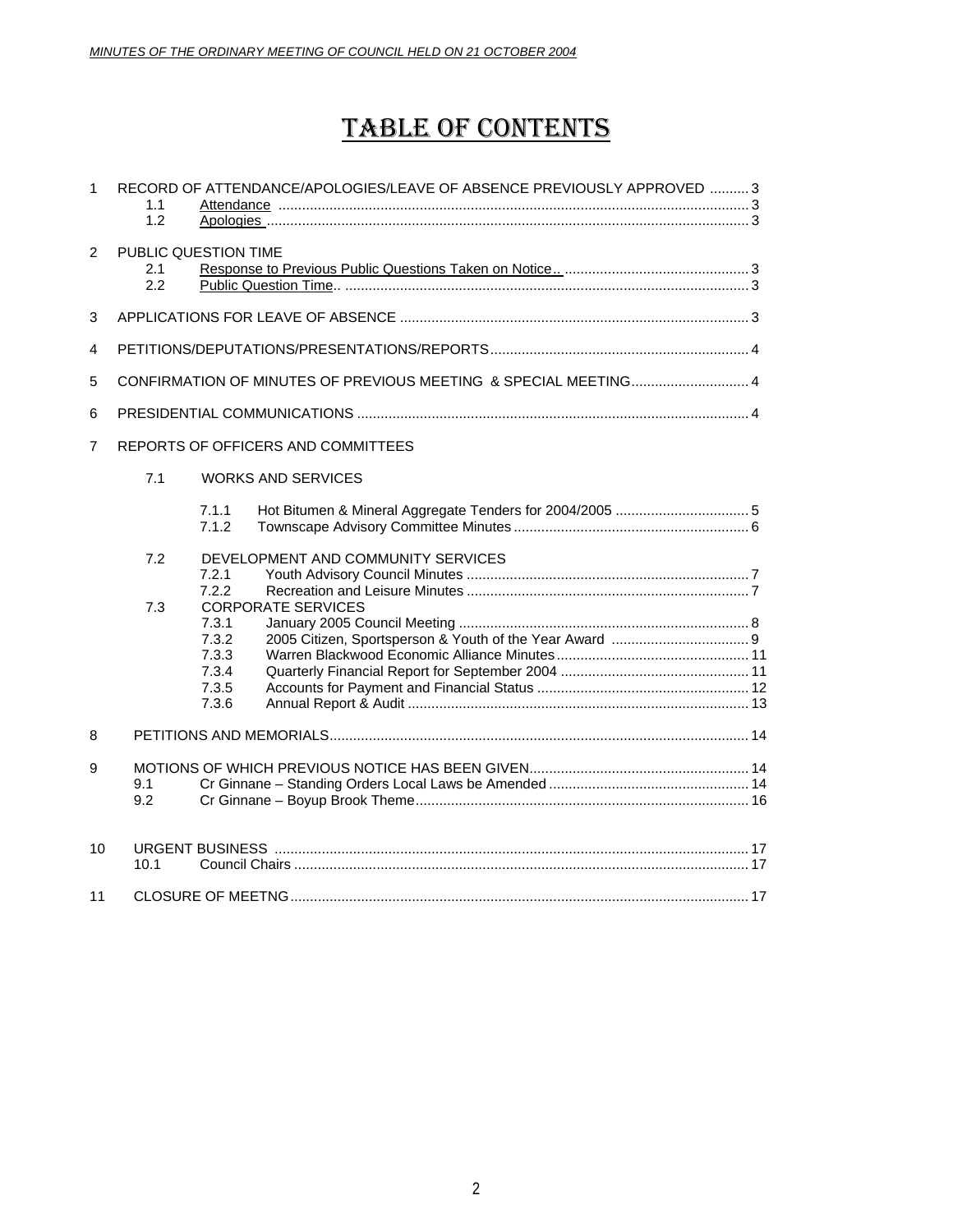# TABLE OF CONTENTS

1 RECORD OF ATTENDANCE/APOLOGIES/LEAVE OF ABSENCE PREVIOUSLY APPROVED .......... 3
- 1.1 Attendance ........ 3
- 1.2 Apologies ........ 3

2 PUBLIC QUESTION TIME
- 2.1 Response to Previous Public Questions Taken on Notice.. ........ 3
- 2.2 Public Question Time.. ........ 3

3 APPLICATIONS FOR LEAVE OF ABSENCE ........ 3

4 PETITIONS/DEPUTATIONS/PRESENTATIONS/REPORTS ........ 4

5 CONFIRMATION OF MINUTES OF PREVIOUS MEETING & SPECIAL MEETING ........ 4

6 PRESIDENTIAL COMMUNICATIONS ........ 4

7 REPORTS OF OFFICERS AND COMMITTEES

- 7.1 WORKS AND SERVICES
  - 7.1.1 Hot Bitumen & Mineral Aggregate Tenders for 2004/2005 ........ 5
  - 7.1.2 Townscape Advisory Committee Minutes ........ 6
- 7.2 DEVELOPMENT AND COMMUNITY SERVICES
  - 7.2.1 Youth Advisory Council Minutes ........ 7
  - 7.2.2 Recreation and Leisure Minutes ........ 7
- 7.3 CORPORATE SERVICES
  - 7.3.1 January 2005 Council Meeting ........ 8
  - 7.3.2 2005 Citizen, Sportsperson & Youth of the Year Award ........ 9
  - 7.3.3 Warren Blackwood Economic Alliance Minutes ........ 11
  - 7.3.4 Quarterly Financial Report for September 2004 ........ 11
  - 7.3.5 Accounts for Payment and Financial Status ........ 12
  - 7.3.6 Annual Report & Audit ........ 13

8 PETITIONS AND MEMORIALS ........ 14

9 MOTIONS OF WHICH PREVIOUS NOTICE HAS BEEN GIVEN ........ 14
- 9.1 Cr Ginnane – Standing Orders Local Laws be Amended ........ 14
- 9.2 Cr Ginnane – Boyup Brook Theme ........ 16

10 URGENT BUSINESS ........ 17
- 10.1 Council Chairs ........ 17

11 CLOSURE OF MEETNG ........ 17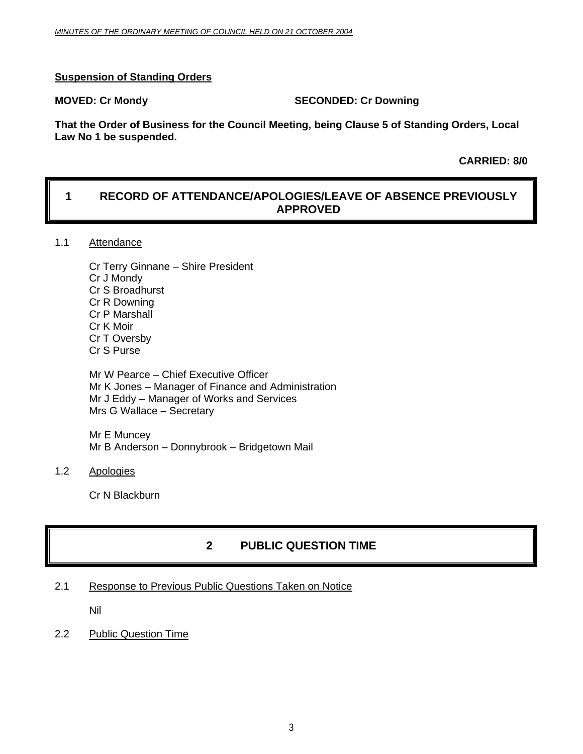**Suspension of Standing Orders**

**MOVED: Cr Mondy** **SECONDED: Cr Downing**

**That the Order of Business for the Council Meeting, being Clause 5 of Standing Orders, Local Law No 1 be suspended.**

**CARRIED: 8/0**

## 1 RECORD OF ATTENDANCE/APOLOGIES/LEAVE OF ABSENCE PREVIOUSLY APPROVED

1.1 Attendance

Cr Terry Ginnane – Shire President
Cr J Mondy
Cr S Broadhurst
Cr R Downing
Cr P Marshall
Cr K Moir
Cr T Oversby
Cr S Purse

Mr W Pearce – Chief Executive Officer
Mr K Jones – Manager of Finance and Administration
Mr J Eddy – Manager of Works and Services
Mrs G Wallace – Secretary

Mr E Muncey
Mr B Anderson – Donnybrook – Bridgetown Mail

1.2 Apologies

Cr N Blackburn

## 2 PUBLIC QUESTION TIME

2.1 Response to Previous Public Questions Taken on Notice

Nil

2.2 Public Question Time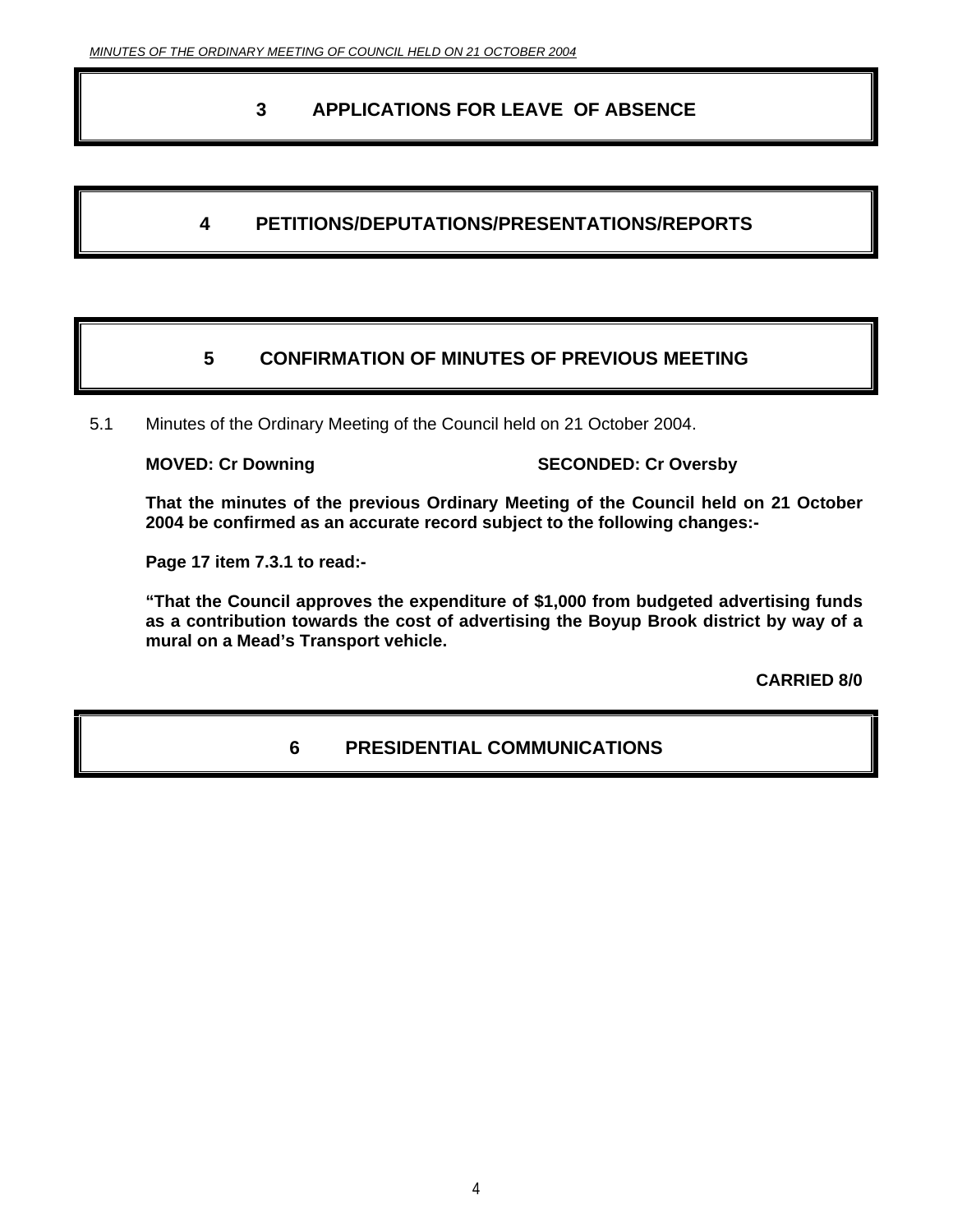# 3 APPLICATIONS FOR LEAVE OF ABSENCE

# 4 PETITIONS/DEPUTATIONS/PRESENTATIONS/REPORTS

# 5 CONFIRMATION OF MINUTES OF PREVIOUS MEETING

5.1 Minutes of the Ordinary Meeting of the Council held on 21 October 2004.

**MOVED: Cr Downing** **SECONDED: Cr Oversby**

**That the minutes of the previous Ordinary Meeting of the Council held on 21 October 2004 be confirmed as an accurate record subject to the following changes:-**

**Page 17 item 7.3.1 to read:-**

**"That the Council approves the expenditure of $1,000 from budgeted advertising funds as a contribution towards the cost of advertising the Boyup Brook district by way of a mural on a Mead's Transport vehicle.**

**CARRIED 8/0**

# 6 PRESIDENTIAL COMMUNICATIONS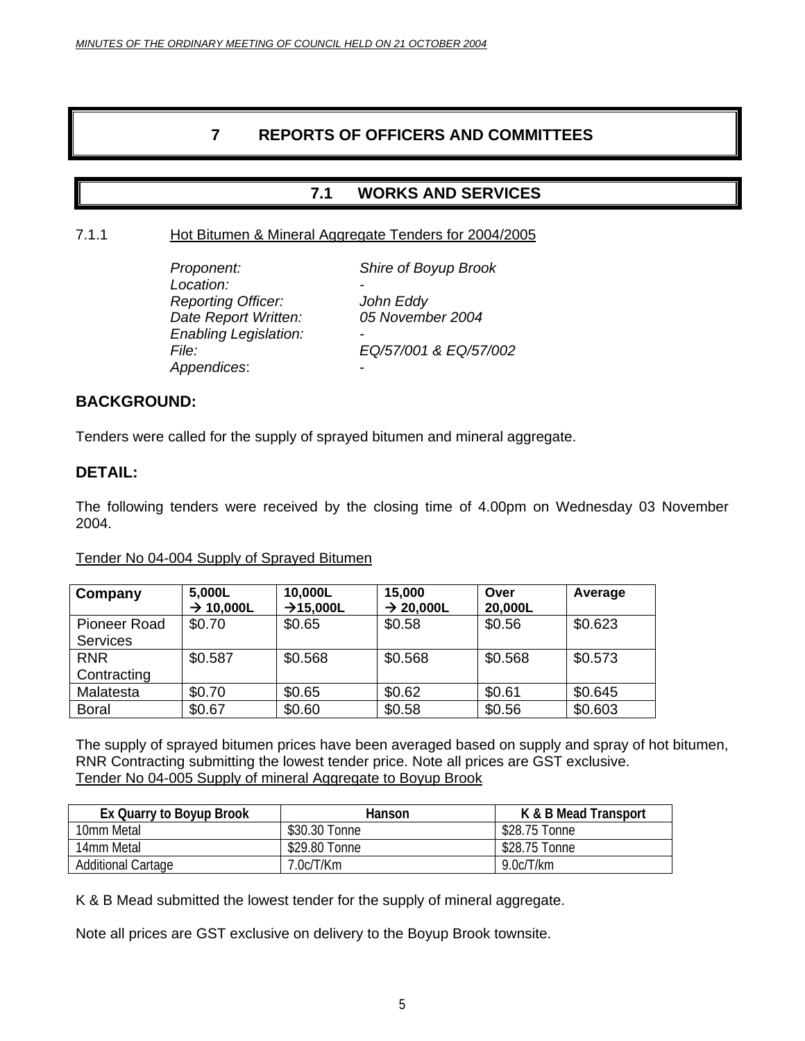# 7 REPORTS OF OFFICERS AND COMMITTEES

## 7.1 WORKS AND SERVICES

### 7.1.1 Hot Bitumen & Mineral Aggregate Tenders for 2004/2005

*Proponent:* *Shire of Boyup Brook*
*Location:* -
*Reporting Officer:* *John Eddy*
*Date Report Written:* *05 November 2004*
*Enabling Legislation:* -
*File:* *EQ/57/001 & EQ/57/002*
*Appendices*: -

**BACKGROUND:**

Tenders were called for the supply of sprayed bitumen and mineral aggregate.

**DETAIL:**

The following tenders were received by the closing time of 4.00pm on Wednesday 03 November 2004.

Tender No 04-004 Supply of Sprayed Bitumen

| Company | 5,000L → 10,000L | 10,000L →15,000L | 15,000 → 20,000L | Over 20,000L | Average |
|---|---|---|---|---|---|
| Pioneer Road Services | $0.70 | $0.65 | $0.58 | $0.56 | $0.623 |
| RNR Contracting | $0.587 | $0.568 | $0.568 | $0.568 | $0.573 |
| Malatesta | $0.70 | $0.65 | $0.62 | $0.61 | $0.645 |
| Boral | $0.67 | $0.60 | $0.58 | $0.56 | $0.603 |

The supply of sprayed bitumen prices have been averaged based on supply and spray of hot bitumen, RNR Contracting submitting the lowest tender price. Note all prices are GST exclusive.

Tender No 04-005 Supply of mineral Aggregate to Boyup Brook

| Ex Quarry to Boyup Brook | Hanson | K & B Mead Transport |
|---|---|---|
| 10mm Metal | $30.30 Tonne | $28.75 Tonne |
| 14mm Metal | $29.80 Tonne | $28.75 Tonne |
| Additional Cartage | 7.0c/T/Km | 9.0c/T/km |

K & B Mead submitted the lowest tender for the supply of mineral aggregate.

Note all prices are GST exclusive on delivery to the Boyup Brook townsite.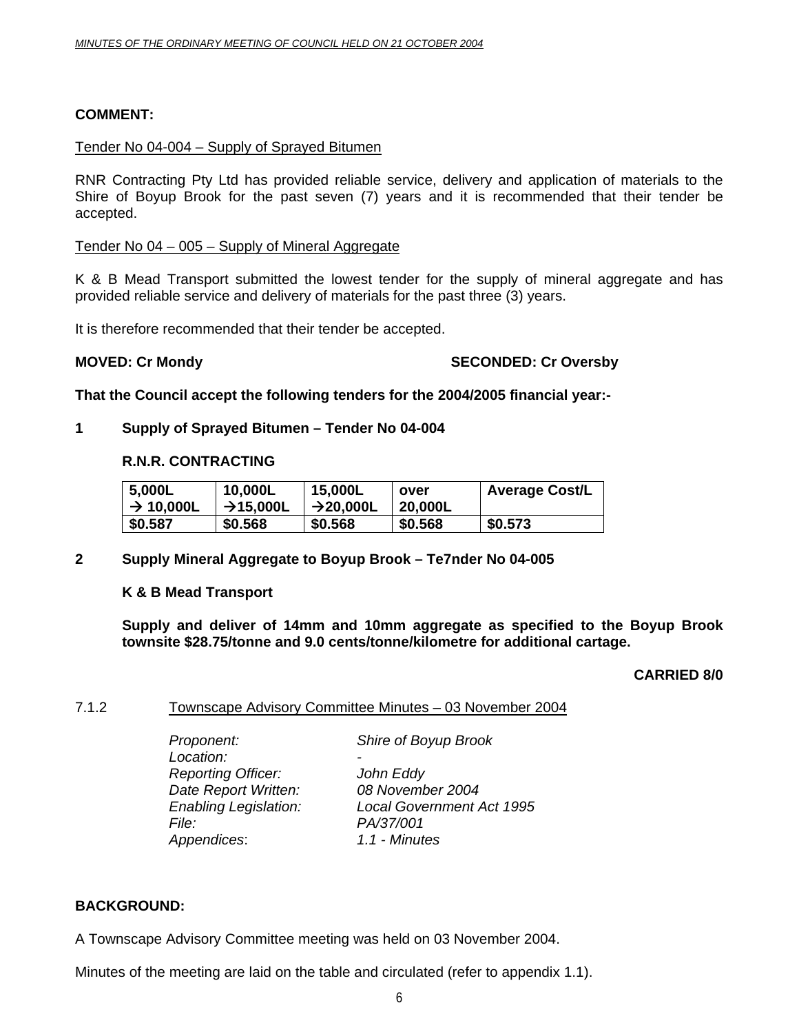**COMMENT:**

Tender No 04-004 – Supply of Sprayed Bitumen

RNR Contracting Pty Ltd has provided reliable service, delivery and application of materials to the Shire of Boyup Brook for the past seven (7) years and it is recommended that their tender be accepted.

Tender No 04 – 005 – Supply of Mineral Aggregate

K & B Mead Transport submitted the lowest tender for the supply of mineral aggregate and has provided reliable service and delivery of materials for the past three (3) years.

It is therefore recommended that their tender be accepted.

**MOVED: Cr Mondy** **SECONDED: Cr Oversby**

**That the Council accept the following tenders for the 2004/2005 financial year:-**

**1 Supply of Sprayed Bitumen – Tender No 04-004**

**R.N.R. CONTRACTING**

| 5,000L → 10,000L | 10,000L →15,000L | 15,000L →20,000L | over 20,000L | Average Cost/L |
|---|---|---|---|---|
| $0.587 | $0.568 | $0.568 | $0.568 | $0.573 |

**2 Supply Mineral Aggregate to Boyup Brook – Te7nder No 04-005**

**K & B Mead Transport**

**Supply and deliver of 14mm and 10mm aggregate as specified to the Boyup Brook townsite $28.75/tonne and 9.0 cents/tonne/kilometre for additional cartage.**

**CARRIED 8/0**

7.1.2 Townscape Advisory Committee Minutes – 03 November 2004

*Proponent:* *Shire of Boyup Brook*
*Location:* -
*Reporting Officer:* *John Eddy*
*Date Report Written:* *08 November 2004*
*Enabling Legislation:* *Local Government Act 1995*
*File:* *PA/37/001*
*Appendices*: *1.1 - Minutes*

**BACKGROUND:**

A Townscape Advisory Committee meeting was held on 03 November 2004.

Minutes of the meeting are laid on the table and circulated (refer to appendix 1.1).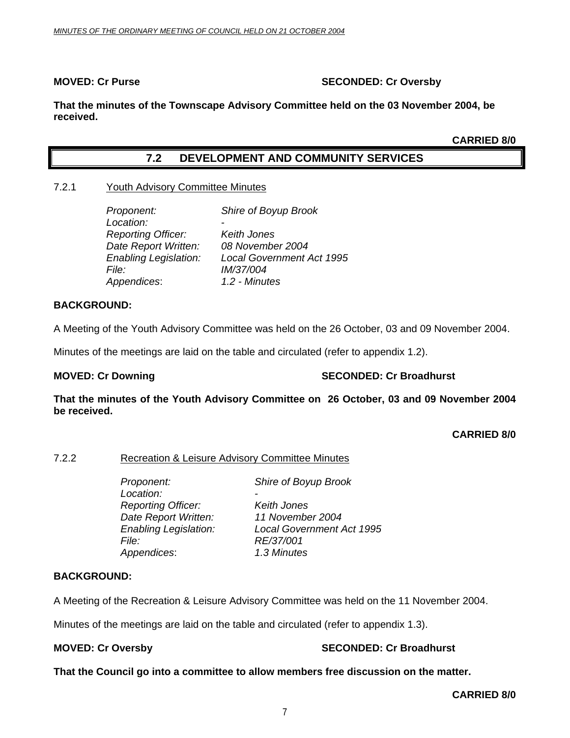**MOVED: Cr Purse** **SECONDED: Cr Oversby**

**That the minutes of the Townscape Advisory Committee held on the 03 November 2004, be received.**

**CARRIED 8/0**

## 7.2 DEVELOPMENT AND COMMUNITY SERVICES

### 7.2.1 Youth Advisory Committee Minutes

*Proponent:* *Shire of Boyup Brook*
*Location:* *-*
*Reporting Officer:* *Keith Jones*
*Date Report Written:* *08 November 2004*
*Enabling Legislation:* *Local Government Act 1995*
*File:* *IM/37/004*
*Appendices*: *1.2 - Minutes*

**BACKGROUND:**

A Meeting of the Youth Advisory Committee was held on the 26 October, 03 and 09 November 2004.

Minutes of the meetings are laid on the table and circulated (refer to appendix 1.2).

**MOVED: Cr Downing** **SECONDED: Cr Broadhurst**

**That the minutes of the Youth Advisory Committee on 26 October, 03 and 09 November 2004 be received.**

**CARRIED 8/0**

### 7.2.2 Recreation & Leisure Advisory Committee Minutes

*Proponent:* *Shire of Boyup Brook*
*Location:* *-*
*Reporting Officer:* *Keith Jones*
*Date Report Written:* *11 November 2004*
*Enabling Legislation:* *Local Government Act 1995*
*File:* *RE/37/001*
*Appendices*: *1.3 Minutes*

**BACKGROUND:**

A Meeting of the Recreation & Leisure Advisory Committee was held on the 11 November 2004.

Minutes of the meetings are laid on the table and circulated (refer to appendix 1.3).

**MOVED: Cr Oversby** **SECONDED: Cr Broadhurst**

**That the Council go into a committee to allow members free discussion on the matter.**

**CARRIED 8/0**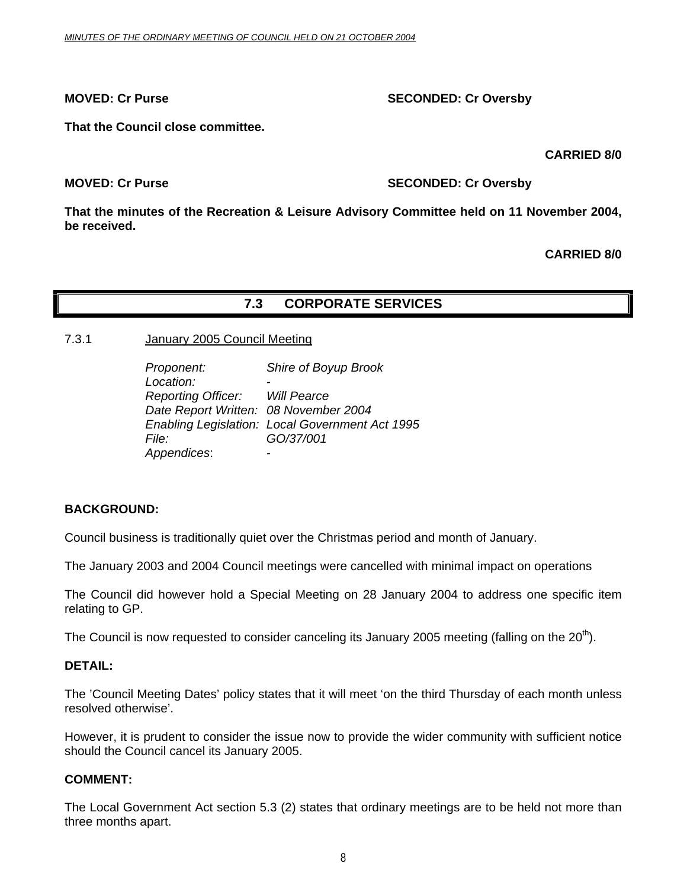**MOVED: Cr Purse SECONDED: Cr Oversby**

**That the Council close committee.**

**CARRIED 8/0**

**MOVED: Cr Purse SECONDED: Cr Oversby**

**That the minutes of the Recreation & Leisure Advisory Committee held on 11 November 2004, be received.**

**CARRIED 8/0**

## 7.3 CORPORATE SERVICES

### 7.3.1 January 2005 Council Meeting

*Proponent:* *Shire of Boyup Brook*
*Location:* -
*Reporting Officer:* *Will Pearce*
*Date Report Written:* *08 November 2004*
*Enabling Legislation:* *Local Government Act 1995*
*File:* *GO/37/001*
*Appendices*: -

**BACKGROUND:**

Council business is traditionally quiet over the Christmas period and month of January.

The January 2003 and 2004 Council meetings were cancelled with minimal impact on operations

The Council did however hold a Special Meeting on 28 January 2004 to address one specific item relating to GP.

The Council is now requested to consider canceling its January 2005 meeting (falling on the 20th).

**DETAIL:**

The 'Council Meeting Dates' policy states that it will meet 'on the third Thursday of each month unless resolved otherwise'.

However, it is prudent to consider the issue now to provide the wider community with sufficient notice should the Council cancel its January 2005.

**COMMENT:**

The Local Government Act section 5.3 (2) states that ordinary meetings are to be held not more than three months apart.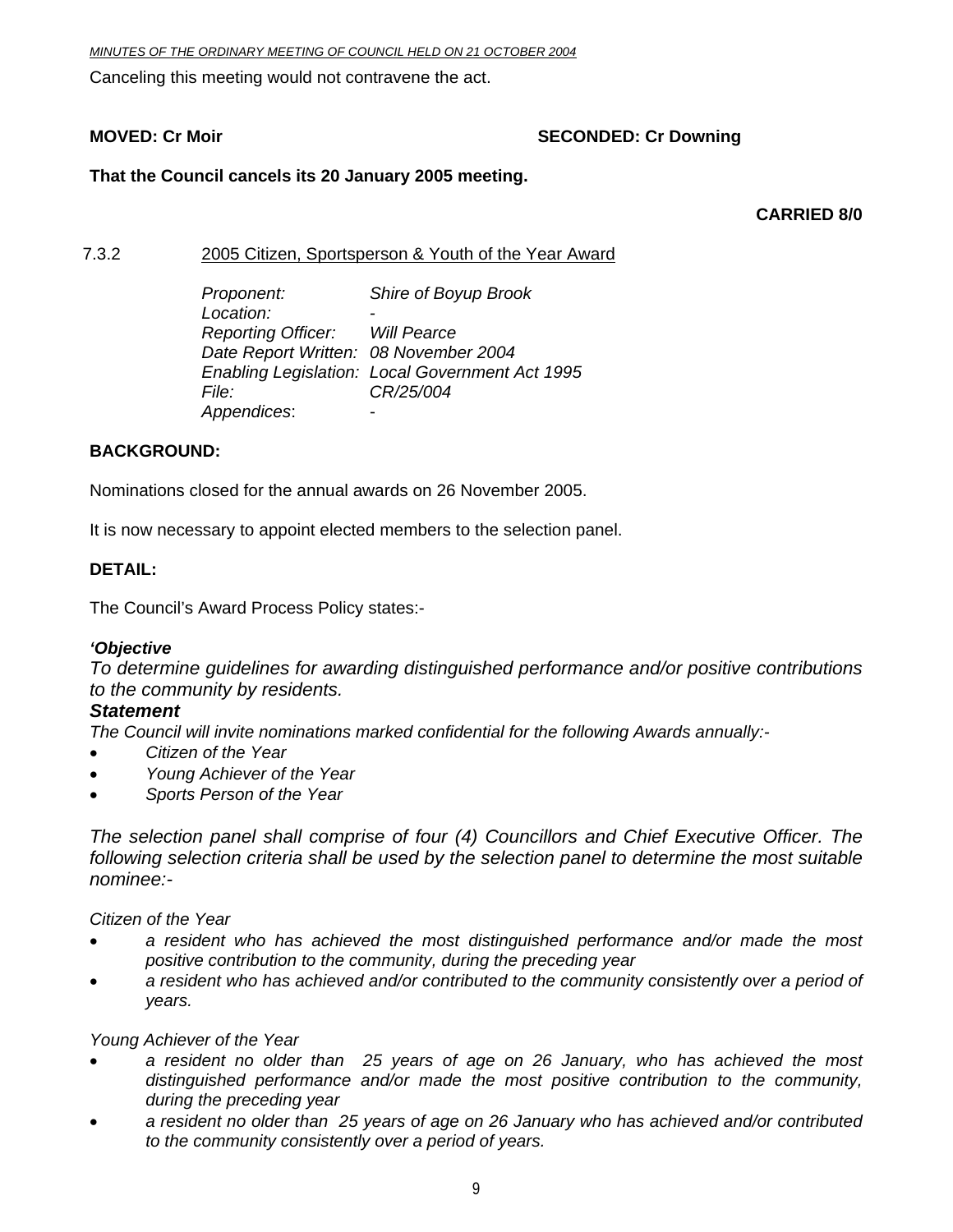Canceling this meeting would not contravene the act.

**MOVED: Cr Moir** **SECONDED: Cr Downing**

**That the Council cancels its 20 January 2005 meeting.**

**CARRIED 8/0**

7.3.2 2005 Citizen, Sportsperson & Youth of the Year Award

*Proponent:* *Shire of Boyup Brook*
*Location:* -
*Reporting Officer:* *Will Pearce*
*Date Report Written:* *08 November 2004*
*Enabling Legislation:* *Local Government Act 1995*
*File:* *CR/25/004*
*Appendices*: -

**BACKGROUND:**

Nominations closed for the annual awards on 26 November 2005.

It is now necessary to appoint elected members to the selection panel.

**DETAIL:**

The Council's Award Process Policy states:-

***'Objective***

*To determine guidelines for awarding distinguished performance and/or positive contributions to the community by residents.*

***Statement***

*The Council will invite nominations marked confidential for the following Awards annually:-*

- *Citizen of the Year*
- *Young Achiever of the Year*
- *Sports Person of the Year*

*The selection panel shall comprise of four (4) Councillors and Chief Executive Officer. The following selection criteria shall be used by the selection panel to determine the most suitable nominee:-*

*Citizen of the Year*

- *a resident who has achieved the most distinguished performance and/or made the most positive contribution to the community, during the preceding year*
- *a resident who has achieved and/or contributed to the community consistently over a period of years.*

*Young Achiever of the Year*

- *a resident no older than 25 years of age on 26 January, who has achieved the most distinguished performance and/or made the most positive contribution to the community, during the preceding year*
- *a resident no older than 25 years of age on 26 January who has achieved and/or contributed to the community consistently over a period of years.*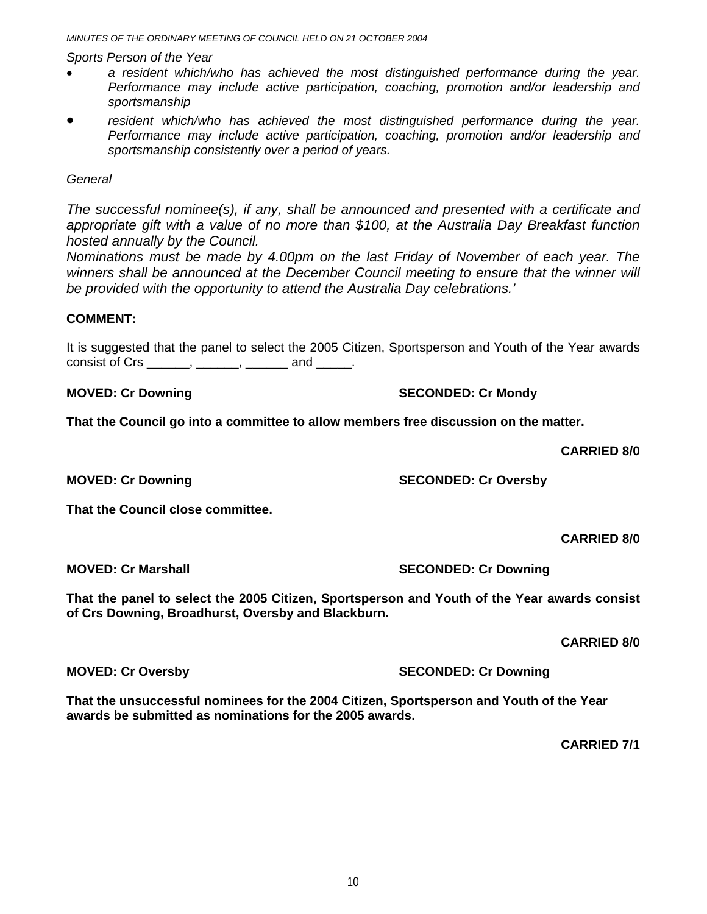*Sports Person of the Year*

- *a resident which/who has achieved the most distinguished performance during the year. Performance may include active participation, coaching, promotion and/or leadership and sportsmanship*
- *resident which/who has achieved the most distinguished performance during the year. Performance may include active participation, coaching, promotion and/or leadership and sportsmanship consistently over a period of years.*

*General*

*The successful nominee(s), if any, shall be announced and presented with a certificate and appropriate gift with a value of no more than $100, at the Australia Day Breakfast function hosted annually by the Council.*
*Nominations must be made by 4.00pm on the last Friday of November of each year. The winners shall be announced at the December Council meeting to ensure that the winner will be provided with the opportunity to attend the Australia Day celebrations.'*

**COMMENT:**

It is suggested that the panel to select the 2005 Citizen, Sportsperson and Youth of the Year awards consist of Crs ______, ______, ______ and _____.

**MOVED: Cr Downing** **SECONDED: Cr Mondy**

**That the Council go into a committee to allow members free discussion on the matter.**

**CARRIED 8/0**

**MOVED: Cr Downing** **SECONDED: Cr Oversby**

**That the Council close committee.**

**CARRIED 8/0**

**MOVED: Cr Marshall** **SECONDED: Cr Downing**

**That the panel to select the 2005 Citizen, Sportsperson and Youth of the Year awards consist of Crs Downing, Broadhurst, Oversby and Blackburn.**

**CARRIED 8/0**

**MOVED: Cr Oversby** **SECONDED: Cr Downing**

**That the unsuccessful nominees for the 2004 Citizen, Sportsperson and Youth of the Year awards be submitted as nominations for the 2005 awards.**

**CARRIED 7/1**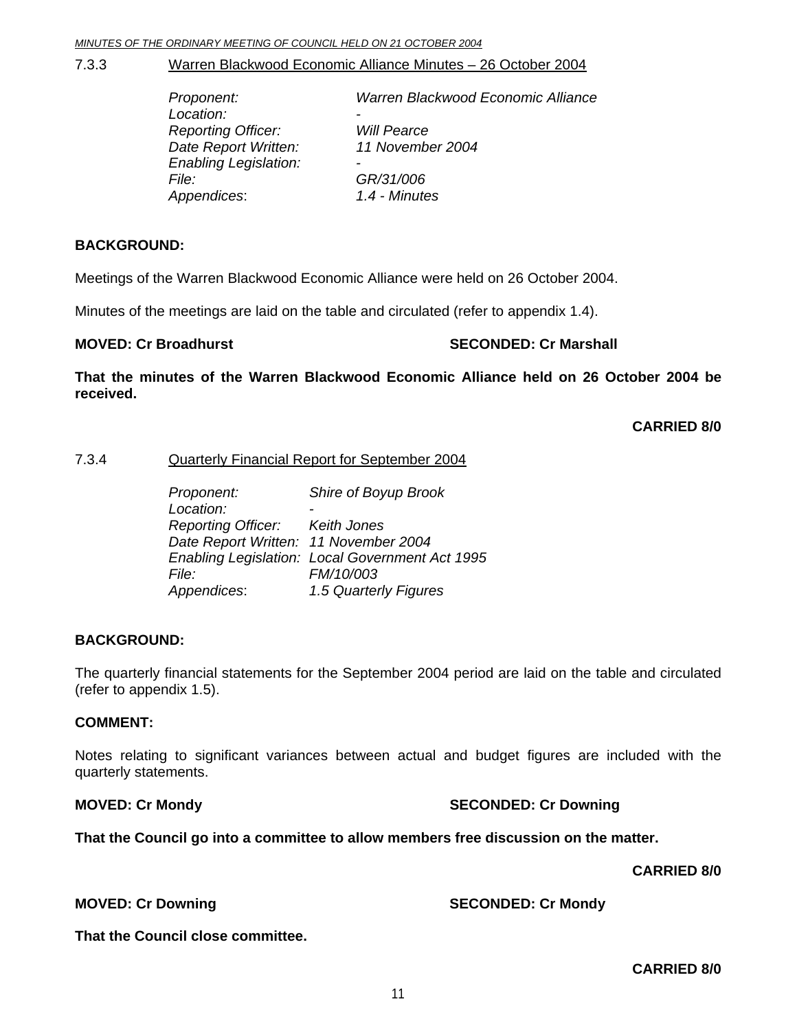7.3.3 Warren Blackwood Economic Alliance Minutes – 26 October 2004

*Proponent:* *Warren Blackwood Economic Alliance*
*Location:* *-*
*Reporting Officer:* *Will Pearce*
*Date Report Written:* *11 November 2004*
*Enabling Legislation:* *-*
*File:* *GR/31/006*
*Appendices*: *1.4 - Minutes*

**BACKGROUND:**

Meetings of the Warren Blackwood Economic Alliance were held on 26 October 2004.

Minutes of the meetings are laid on the table and circulated (refer to appendix 1.4).

**MOVED: Cr Broadhurst** **SECONDED: Cr Marshall**

**That the minutes of the Warren Blackwood Economic Alliance held on 26 October 2004 be received.**

**CARRIED 8/0**

7.3.4 Quarterly Financial Report for September 2004

*Proponent:* *Shire of Boyup Brook*
*Location:* *-*
*Reporting Officer:* *Keith Jones*
*Date Report Written:* *11 November 2004*
*Enabling Legislation:* *Local Government Act 1995*
*File:* *FM/10/003*
*Appendices*: *1.5 Quarterly Figures*

**BACKGROUND:**

The quarterly financial statements for the September 2004 period are laid on the table and circulated (refer to appendix 1.5).

**COMMENT:**

Notes relating to significant variances between actual and budget figures are included with the quarterly statements.

**MOVED: Cr Mondy** **SECONDED: Cr Downing**

**That the Council go into a committee to allow members free discussion on the matter.**

**CARRIED 8/0**

**MOVED: Cr Downing** **SECONDED: Cr Mondy**

**That the Council close committee.**

**CARRIED 8/0**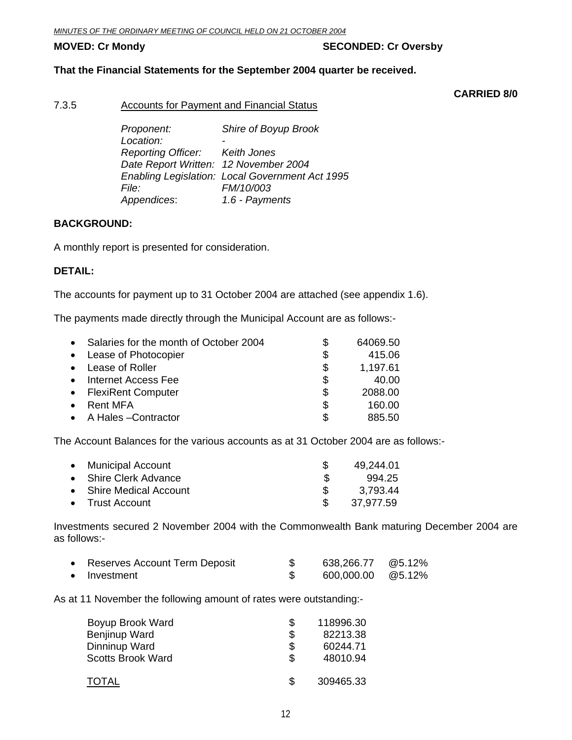**MOVED: Cr Mondy** **SECONDED: Cr Oversby**

**That the Financial Statements for the September 2004 quarter be received.**

**CARRIED 8/0**

7.3.5 Accounts for Payment and Financial Status

*Proponent:* *Shire of Boyup Brook*
*Location:* *-*
*Reporting Officer:* *Keith Jones*
*Date Report Written:* *12 November 2004*
*Enabling Legislation:* *Local Government Act 1995*
*File:* *FM/10/003*
*Appendices*: *1.6 - Payments*

**BACKGROUND:**

A monthly report is presented for consideration.

**DETAIL:**

The accounts for payment up to 31 October 2004 are attached (see appendix 1.6).

The payments made directly through the Municipal Account are as follows:-

| | | |
|---|---|---|
| • Salaries for the month of October 2004 | $ | 64069.50 |
| • Lease of Photocopier | $ | 415.06 |
| • Lease of Roller | $ | 1,197.61 |
| • Internet Access Fee | $ | 40.00 |
| • FlexiRent Computer | $ | 2088.00 |
| • Rent MFA | $ | 160.00 |
| • A Hales –Contractor | $ | 885.50 |

The Account Balances for the various accounts as at 31 October 2004 are as follows:-

| | | |
|---|---|---|
| • Municipal Account | $ | 49,244.01 |
| • Shire Clerk Advance | $ | 994.25 |
| • Shire Medical Account | $ | 3,793.44 |
| • Trust Account | $ | 37,977.59 |

Investments secured 2 November 2004 with the Commonwealth Bank maturing December 2004 are as follows:-

| | | | |
|---|---|---|---|
| • Reserves Account Term Deposit | $ | 638,266.77 | @5.12% |
| • Investment | $ | 600,000.00 | @5.12% |

As at 11 November the following amount of rates were outstanding:-

| | | |
|---|---|---|
| Boyup Brook Ward | $ | 118996.30 |
| Benjinup Ward | $ | 82213.38 |
| Dinninup Ward | $ | 60244.71 |
| Scotts Brook Ward | $ | 48010.94 |
| TOTAL | $ | 309465.33 |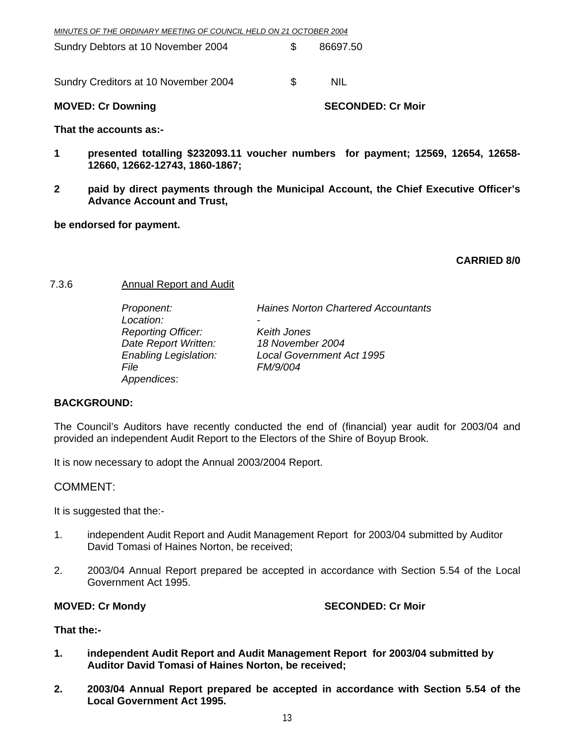Sundry Debtors at 10 November 2004 $ 86697.50

Sundry Creditors at 10 November 2004 $ NIL

**MOVED: Cr Downing** **SECONDED: Cr Moir**

**That the accounts as:-**

**1 presented totalling $232093.11 voucher numbers for payment; 12569, 12654, 12658-12660, 12662-12743, 1860-1867;**

**2 paid by direct payments through the Municipal Account, the Chief Executive Officer's Advance Account and Trust,**

**be endorsed for payment.**

**CARRIED 8/0**

7.3.6 Annual Report and Audit

| | |
|---|---|
| *Proponent:* | *Haines Norton Chartered Accountants* |
| *Location:* | - |
| *Reporting Officer:* | *Keith Jones* |
| *Date Report Written:* | *18 November 2004* |
| *Enabling Legislation:* | *Local Government Act 1995* |
| *File* | *FM/9/004* |
| *Appendices*: | |

**BACKGROUND:**

The Council's Auditors have recently conducted the end of (financial) year audit for 2003/04 and provided an independent Audit Report to the Electors of the Shire of Boyup Brook.

It is now necessary to adopt the Annual 2003/2004 Report.

COMMENT:

It is suggested that the:-

1. independent Audit Report and Audit Management Report for 2003/04 submitted by Auditor David Tomasi of Haines Norton, be received;

2. 2003/04 Annual Report prepared be accepted in accordance with Section 5.54 of the Local Government Act 1995.

**MOVED: Cr Mondy** **SECONDED: Cr Moir**

**That the:-**

**1. independent Audit Report and Audit Management Report for 2003/04 submitted by Auditor David Tomasi of Haines Norton, be received;**

**2. 2003/04 Annual Report prepared be accepted in accordance with Section 5.54 of the Local Government Act 1995.**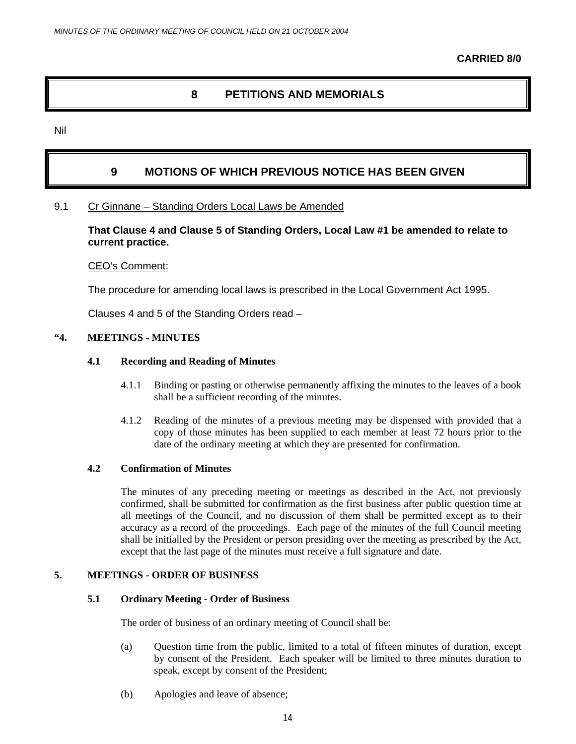**CARRIED 8/0**

# 8 PETITIONS AND MEMORIALS

Nil

# 9 MOTIONS OF WHICH PREVIOUS NOTICE HAS BEEN GIVEN

9.1 Cr Ginnane – Standing Orders Local Laws be Amended

**That Clause 4 and Clause 5 of Standing Orders, Local Law #1 be amended to relate to current practice.**

CEO's Comment:

The procedure for amending local laws is prescribed in the Local Government Act 1995.

Clauses 4 and 5 of the Standing Orders read –

**"4. MEETINGS - MINUTES**

**4.1 Recording and Reading of Minutes**

4.1.1 Binding or pasting or otherwise permanently affixing the minutes to the leaves of a book shall be a sufficient recording of the minutes.

4.1.2 Reading of the minutes of a previous meeting may be dispensed with provided that a copy of those minutes has been supplied to each member at least 72 hours prior to the date of the ordinary meeting at which they are presented for confirmation.

**4.2 Confirmation of Minutes**

The minutes of any preceding meeting or meetings as described in the Act, not previously confirmed, shall be submitted for confirmation as the first business after public question time at all meetings of the Council, and no discussion of them shall be permitted except as to their accuracy as a record of the proceedings. Each page of the minutes of the full Council meeting shall be initialled by the President or person presiding over the meeting as prescribed by the Act, except that the last page of the minutes must receive a full signature and date.

**5. MEETINGS - ORDER OF BUSINESS**

**5.1 Ordinary Meeting - Order of Business**

The order of business of an ordinary meeting of Council shall be:

(a) Question time from the public, limited to a total of fifteen minutes of duration, except by consent of the President. Each speaker will be limited to three minutes duration to speak, except by consent of the President;

(b) Apologies and leave of absence;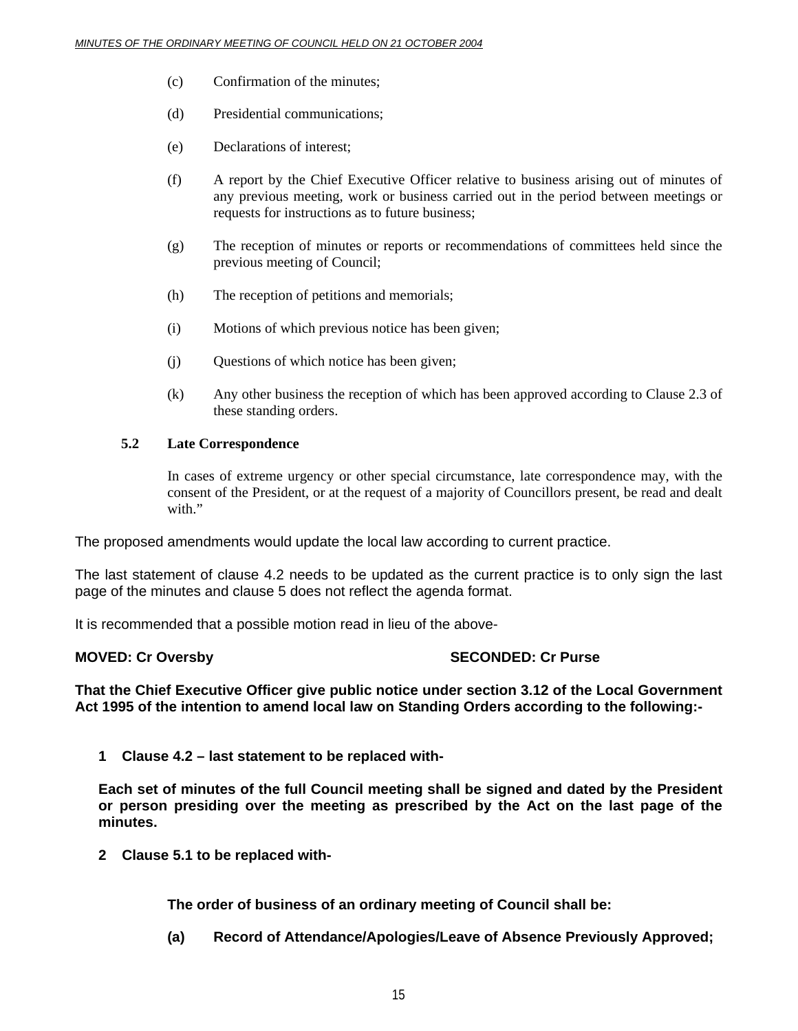(c) Confirmation of the minutes;

(d) Presidential communications;

(e) Declarations of interest;

(f) A report by the Chief Executive Officer relative to business arising out of minutes of any previous meeting, work or business carried out in the period between meetings or requests for instructions as to future business;

(g) The reception of minutes or reports or recommendations of committees held since the previous meeting of Council;

(h) The reception of petitions and memorials;

(i) Motions of which previous notice has been given;

(j) Questions of which notice has been given;

(k) Any other business the reception of which has been approved according to Clause 2.3 of these standing orders.

**5.2 Late Correspondence**

In cases of extreme urgency or other special circumstance, late correspondence may, with the consent of the President, or at the request of a majority of Councillors present, be read and dealt with."

The proposed amendments would update the local law according to current practice.

The last statement of clause 4.2 needs to be updated as the current practice is to only sign the last page of the minutes and clause 5 does not reflect the agenda format.

It is recommended that a possible motion read in lieu of the above-

**MOVED: Cr Oversby** **SECONDED: Cr Purse**

**That the Chief Executive Officer give public notice under section 3.12 of the Local Government Act 1995 of the intention to amend local law on Standing Orders according to the following:-**

**1 Clause 4.2 – last statement to be replaced with-**

**Each set of minutes of the full Council meeting shall be signed and dated by the President or person presiding over the meeting as prescribed by the Act on the last page of the minutes.**

**2 Clause 5.1 to be replaced with-**

**The order of business of an ordinary meeting of Council shall be:**

**(a) Record of Attendance/Apologies/Leave of Absence Previously Approved;**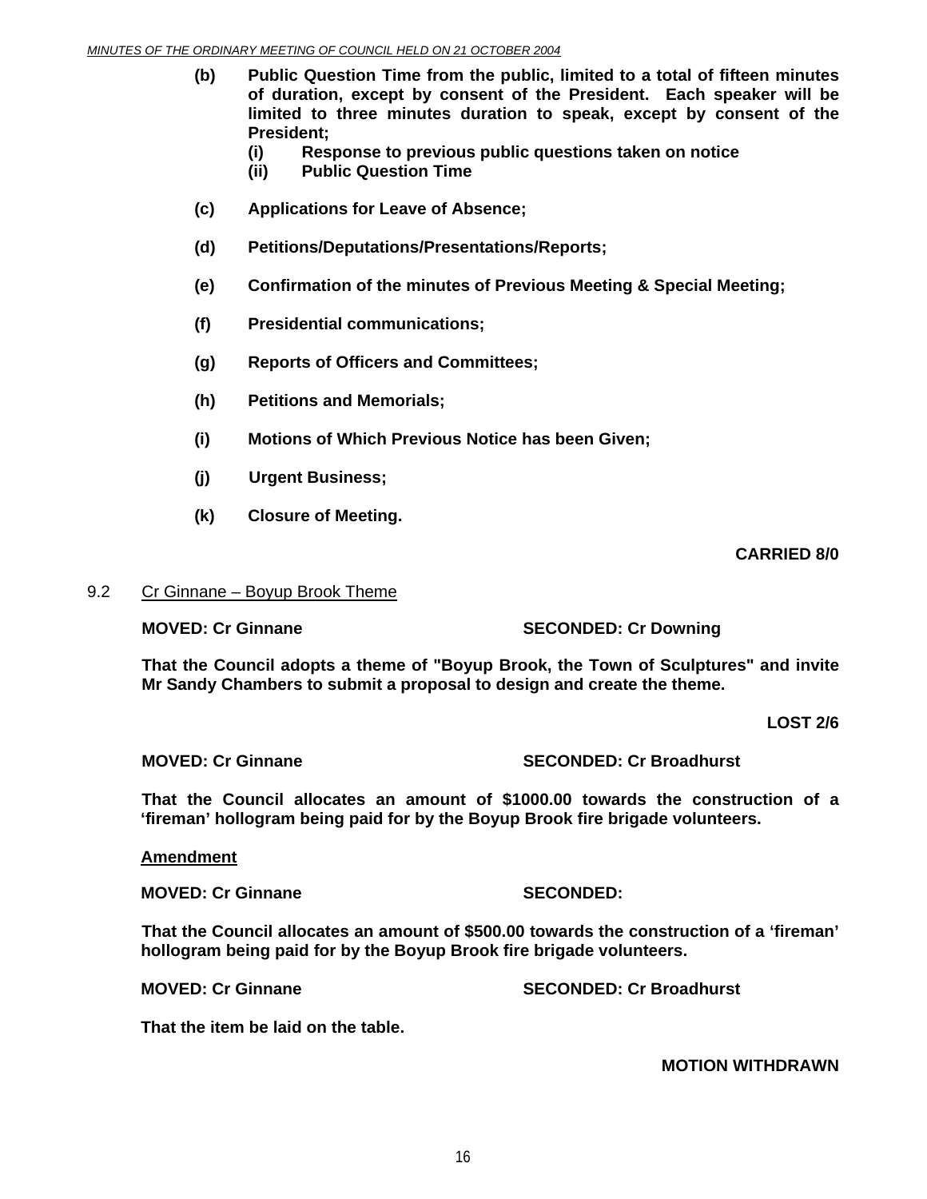- **(b) Public Question Time from the public, limited to a total of fifteen minutes of duration, except by consent of the President. Each speaker will be limited to three minutes duration to speak, except by consent of the President;**
  - **(i) Response to previous public questions taken on notice**
  - **(ii) Public Question Time**
- **(c) Applications for Leave of Absence;**
- **(d) Petitions/Deputations/Presentations/Reports;**
- **(e) Confirmation of the minutes of Previous Meeting & Special Meeting;**
- **(f) Presidential communications;**
- **(g) Reports of Officers and Committees;**
- **(h) Petitions and Memorials;**
- **(i) Motions of Which Previous Notice has been Given;**
- **(j) Urgent Business;**
- **(k) Closure of Meeting.**

**CARRIED 8/0**

9.2 Cr Ginnane – Boyup Brook Theme

**MOVED: Cr Ginnane SECONDED: Cr Downing**

**That the Council adopts a theme of "Boyup Brook, the Town of Sculptures" and invite Mr Sandy Chambers to submit a proposal to design and create the theme.**

**LOST 2/6**

**MOVED: Cr Ginnane SECONDED: Cr Broadhurst**

**That the Council allocates an amount of $1000.00 towards the construction of a 'fireman' hollogram being paid for by the Boyup Brook fire brigade volunteers.**

**Amendment**

**MOVED: Cr Ginnane SECONDED:**

**That the Council allocates an amount of $500.00 towards the construction of a 'fireman' hollogram being paid for by the Boyup Brook fire brigade volunteers.**

**MOVED: Cr Ginnane SECONDED: Cr Broadhurst**

**That the item be laid on the table.**

**MOTION WITHDRAWN**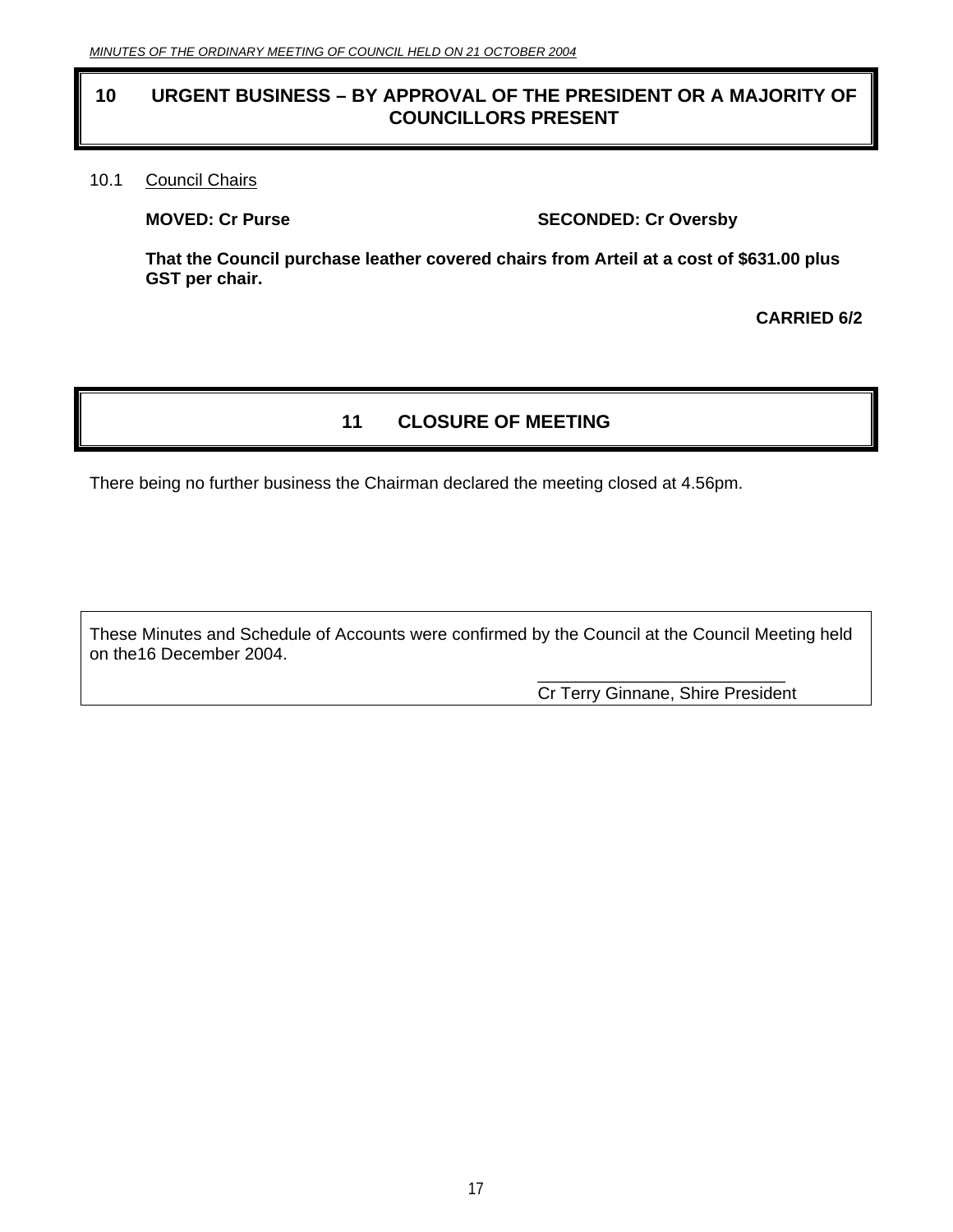## 10 URGENT BUSINESS – BY APPROVAL OF THE PRESIDENT OR A MAJORITY OF COUNCILLORS PRESENT

10.1 Council Chairs

**MOVED: Cr Purse** **SECONDED: Cr Oversby**

**That the Council purchase leather covered chairs from Arteil at a cost of $631.00 plus GST per chair.**

**CARRIED 6/2**

## 11 CLOSURE OF MEETING

There being no further business the Chairman declared the meeting closed at 4.56pm.

These Minutes and Schedule of Accounts were confirmed by the Council at the Council Meeting held on the16 December 2004.

\_\_\_\_\_\_\_\_\_\_\_\_\_\_\_\_\_\_\_\_\_\_\_\_\_\_
Cr Terry Ginnane, Shire President